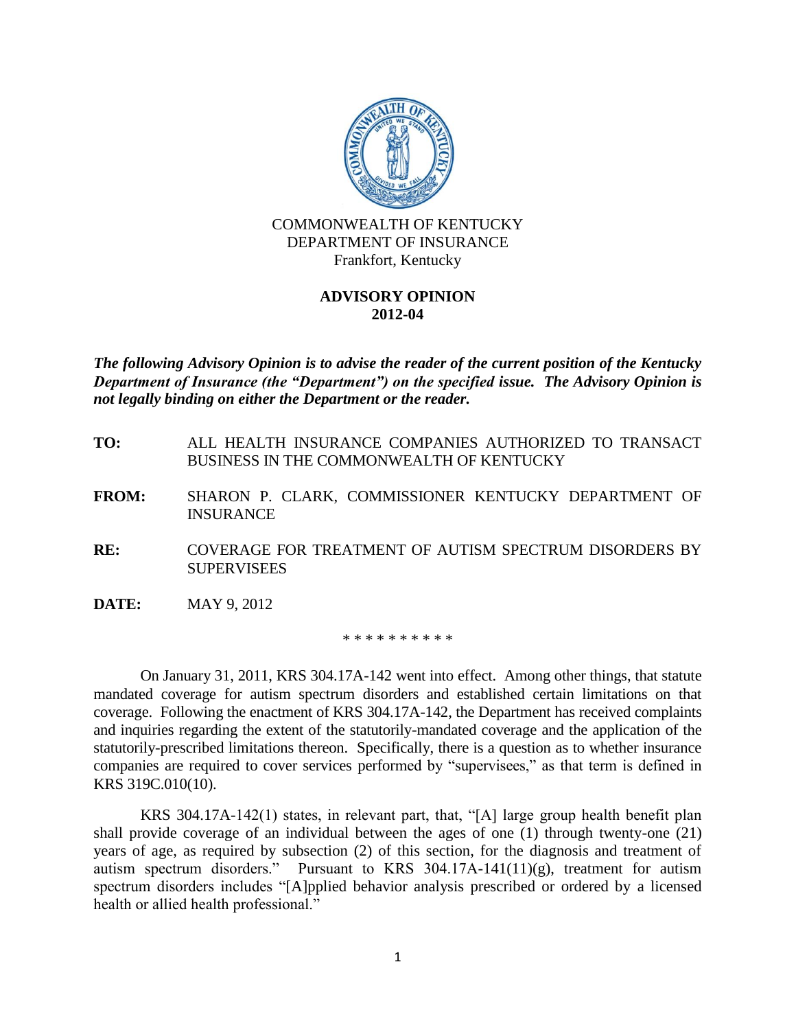COMMONWEALTH OF KENTUCKY
DEPARTMENT OF INSURANCE
Frankfort, Kentucky

## ADVISORY OPINION
## 2012-04

***The following Advisory Opinion is to advise the reader of the current position of the Kentucky Department of Insurance (the "Department") on the specified issue. The Advisory Opinion is not legally binding on either the Department or the reader.***

**TO:** ALL HEALTH INSURANCE COMPANIES AUTHORIZED TO TRANSACT BUSINESS IN THE COMMONWEALTH OF KENTUCKY

**FROM:** SHARON P. CLARK, COMMISSIONER KENTUCKY DEPARTMENT OF INSURANCE

**RE:** COVERAGE FOR TREATMENT OF AUTISM SPECTRUM DISORDERS BY SUPERVISEES

**DATE:** MAY 9, 2012

\* \* \* \* \* \* \* \* \* \*

On January 31, 2011, KRS 304.17A-142 went into effect. Among other things, that statute mandated coverage for autism spectrum disorders and established certain limitations on that coverage. Following the enactment of KRS 304.17A-142, the Department has received complaints and inquiries regarding the extent of the statutorily-mandated coverage and the application of the statutorily-prescribed limitations thereon. Specifically, there is a question as to whether insurance companies are required to cover services performed by "supervisees," as that term is defined in KRS 319C.010(10).

KRS 304.17A-142(1) states, in relevant part, that, "[A] large group health benefit plan shall provide coverage of an individual between the ages of one (1) through twenty-one (21) years of age, as required by subsection (2) of this section, for the diagnosis and treatment of autism spectrum disorders." Pursuant to KRS 304.17A-141(11)(g), treatment for autism spectrum disorders includes "[A]pplied behavior analysis prescribed or ordered by a licensed health or allied health professional."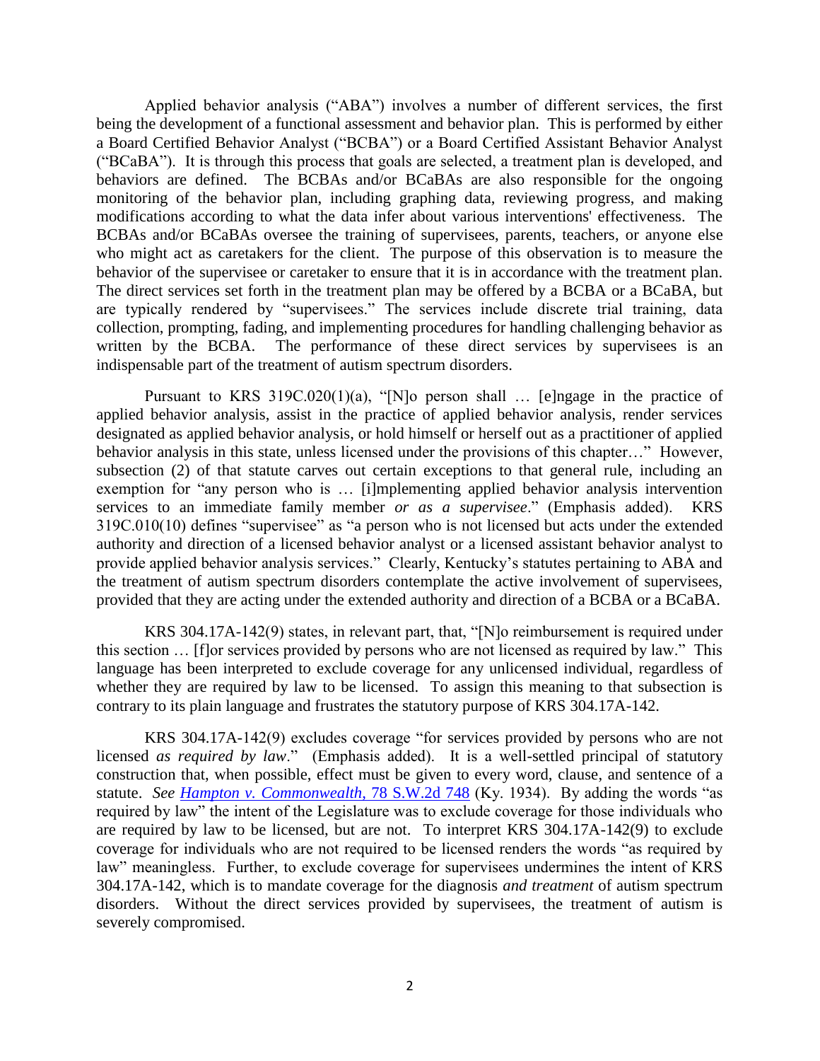Applied behavior analysis ("ABA") involves a number of different services, the first being the development of a functional assessment and behavior plan. This is performed by either a Board Certified Behavior Analyst ("BCBA") or a Board Certified Assistant Behavior Analyst ("BCaBA"). It is through this process that goals are selected, a treatment plan is developed, and behaviors are defined. The BCBAs and/or BCaBAs are also responsible for the ongoing monitoring of the behavior plan, including graphing data, reviewing progress, and making modifications according to what the data infer about various interventions' effectiveness. The BCBAs and/or BCaBAs oversee the training of supervisees, parents, teachers, or anyone else who might act as caretakers for the client. The purpose of this observation is to measure the behavior of the supervisee or caretaker to ensure that it is in accordance with the treatment plan. The direct services set forth in the treatment plan may be offered by a BCBA or a BCaBA, but are typically rendered by "supervisees." The services include discrete trial training, data collection, prompting, fading, and implementing procedures for handling challenging behavior as written by the BCBA. The performance of these direct services by supervisees is an indispensable part of the treatment of autism spectrum disorders.

Pursuant to KRS 319C.020(1)(a), "[N]o person shall … [e]ngage in the practice of applied behavior analysis, assist in the practice of applied behavior analysis, render services designated as applied behavior analysis, or hold himself or herself out as a practitioner of applied behavior analysis in this state, unless licensed under the provisions of this chapter…" However, subsection (2) of that statute carves out certain exceptions to that general rule, including an exemption for "any person who is … [i]mplementing applied behavior analysis intervention services to an immediate family member *or as a supervisee*." (Emphasis added). KRS 319C.010(10) defines "supervisee" as "a person who is not licensed but acts under the extended authority and direction of a licensed behavior analyst or a licensed assistant behavior analyst to provide applied behavior analysis services." Clearly, Kentucky's statutes pertaining to ABA and the treatment of autism spectrum disorders contemplate the active involvement of supervisees, provided that they are acting under the extended authority and direction of a BCBA or a BCaBA.

KRS 304.17A-142(9) states, in relevant part, that, "[N]o reimbursement is required under this section … [f]or services provided by persons who are not licensed as required by law." This language has been interpreted to exclude coverage for any unlicensed individual, regardless of whether they are required by law to be licensed. To assign this meaning to that subsection is contrary to its plain language and frustrates the statutory purpose of KRS 304.17A-142.

KRS 304.17A-142(9) excludes coverage "for services provided by persons who are not licensed *as required by law*." (Emphasis added). It is a well-settled principal of statutory construction that, when possible, effect must be given to every word, clause, and sentence of a statute. *See Hampton v. Commonwealth*, 78 S.W.2d 748 (Ky. 1934). By adding the words "as required by law" the intent of the Legislature was to exclude coverage for those individuals who are required by law to be licensed, but are not. To interpret KRS 304.17A-142(9) to exclude coverage for individuals who are not required to be licensed renders the words "as required by law" meaningless. Further, to exclude coverage for supervisees undermines the intent of KRS 304.17A-142, which is to mandate coverage for the diagnosis *and treatment* of autism spectrum disorders. Without the direct services provided by supervisees, the treatment of autism is severely compromised.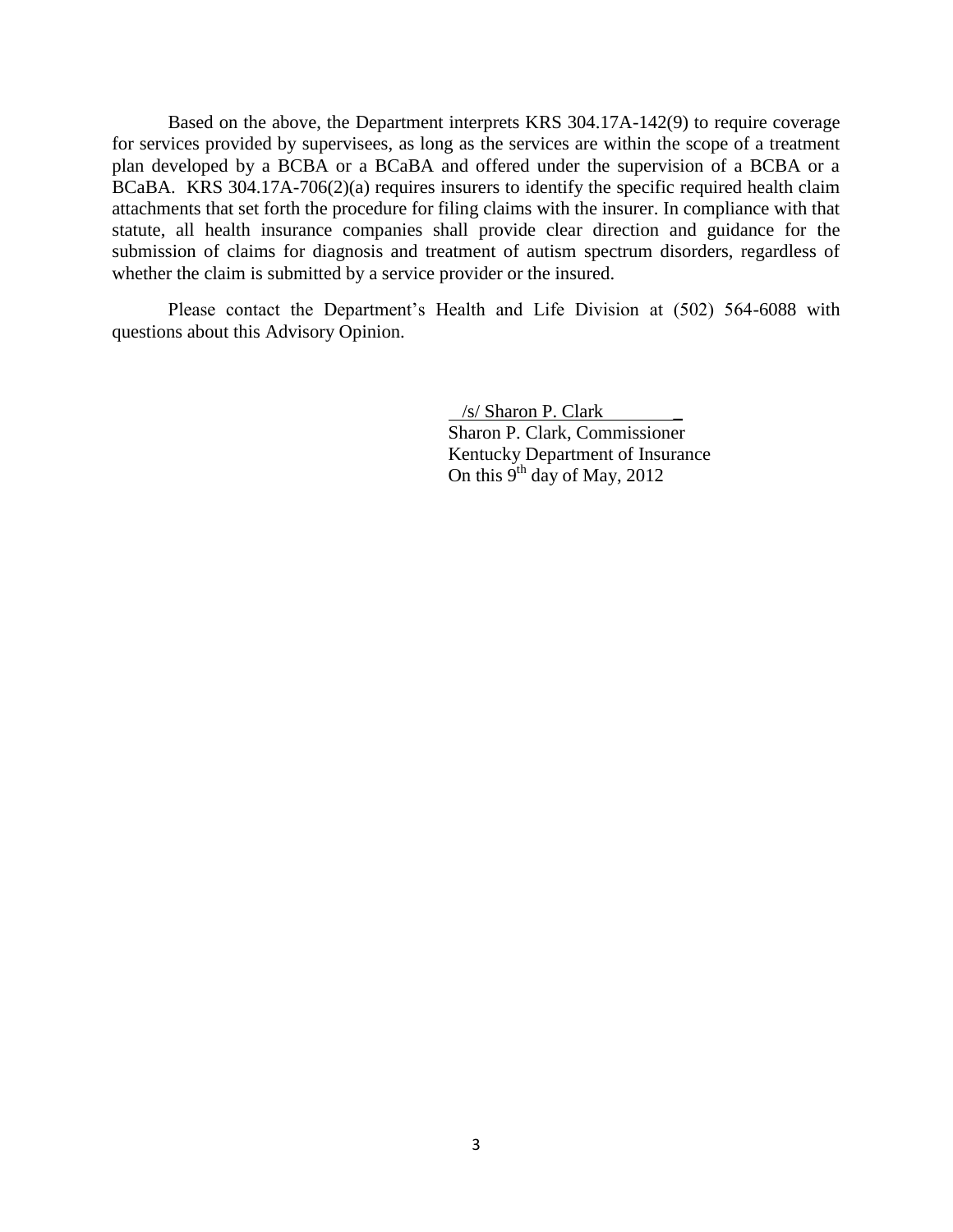Based on the above, the Department interprets KRS 304.17A-142(9) to require coverage for services provided by supervisees, as long as the services are within the scope of a treatment plan developed by a BCBA or a BCaBA and offered under the supervision of a BCBA or a BCaBA. KRS 304.17A-706(2)(a) requires insurers to identify the specific required health claim attachments that set forth the procedure for filing claims with the insurer. In compliance with that statute, all health insurance companies shall provide clear direction and guidance for the submission of claims for diagnosis and treatment of autism spectrum disorders, regardless of whether the claim is submitted by a service provider or the insured.

Please contact the Department's Health and Life Division at (502) 564-6088 with questions about this Advisory Opinion.

/s/ Sharon P. Clark

Sharon P. Clark, Commissioner
Kentucky Department of Insurance
On this 9th day of May, 2012